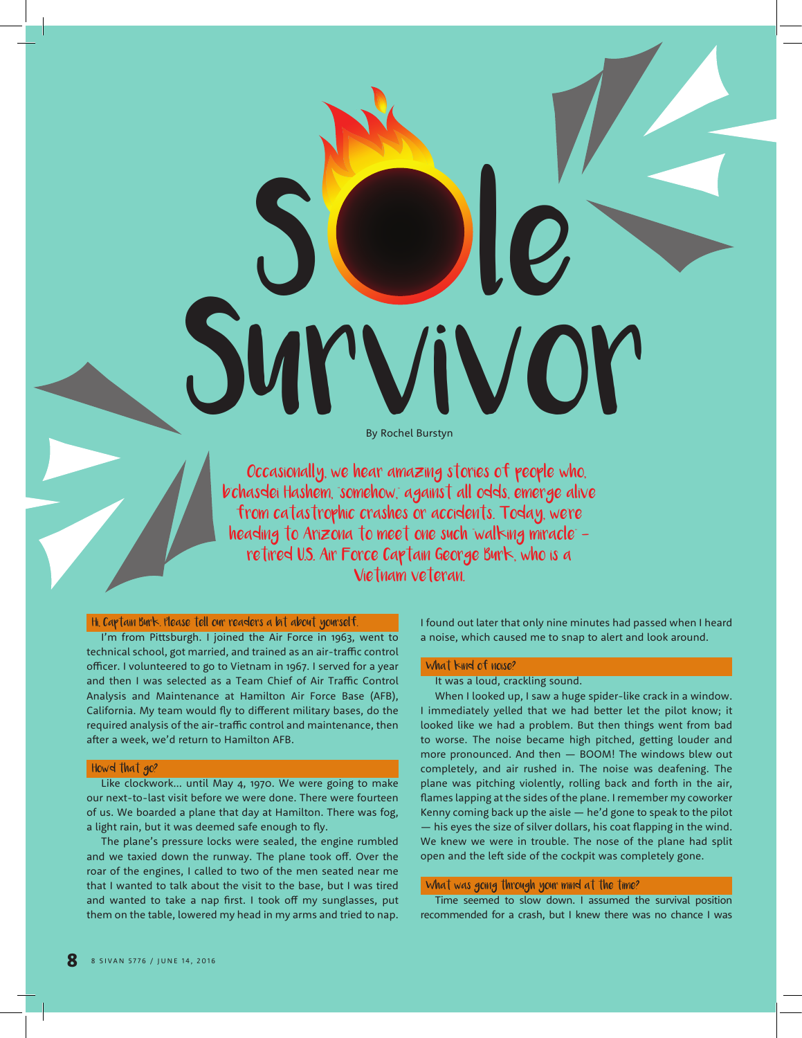# Sole Survivor

By Rochel Burstyn

Occasionally, we hear amazing stories of people who, b'chasdei Hashem, "somehow," against all odds, emerge alive from catastrophic crashes or accidents. Today, we're heading to Arizona to meet one such "walking miracle" – retired U.S. Air Force Captain George Burk, who is a Vietnam veteran.

### Hi, Captain Burk. Please tell our readers a bit about yourself.

I'm from Pittsburgh. I joined the Air Force in 1963, went to technical school, got married, and trained as an air-traffic control officer. I volunteered to go to Vietnam in 1967. I served for a year and then I was selected as a Team Chief of Air Traffic Control Analysis and Maintenance at Hamilton Air Force Base (AFB), California. My team would fly to different military bases, do the required analysis of the air-traffic control and maintenance, then after a week, we'd return to Hamilton AFB.

### How'd that go?

Like clockwork... until May 4, 1970. We were going to make our next-to-last visit before we were done. There were fourteen of us. We boarded a plane that day at Hamilton. There was fog, a light rain, but it was deemed safe enough to fly.

The plane's pressure locks were sealed, the engine rumbled and we taxied down the runway. The plane took off. Over the roar of the engines, I called to two of the men seated near me that I wanted to talk about the visit to the base, but I was tired and wanted to take a nap first. I took off my sunglasses, put them on the table, lowered my head in my arms and tried to nap. I found out later that only nine minutes had passed when I heard a noise, which caused me to snap to alert and look around.

### What kind of noise?

It was a loud, crackling sound.

When I looked up, I saw a huge spider-like crack in a window. I immediately yelled that we had better let the pilot know; it looked like we had a problem. But then things went from bad to worse. The noise became high pitched, getting louder and more pronounced. And then — BOOM! The windows blew out completely, and air rushed in. The noise was deafening. The plane was pitching violently, rolling back and forth in the air, flames lapping at the sides of the plane. I remember my coworker Kenny coming back up the aisle — he'd gone to speak to the pilot — his eyes the size of silver dollars, his coat flapping in the wind. We knew we were in trouble. The nose of the plane had split open and the left side of the cockpit was completely gone.

### What was going through your mind at the time?

Time seemed to slow down. I assumed the survival position recommended for a crash, but I knew there was no chance I was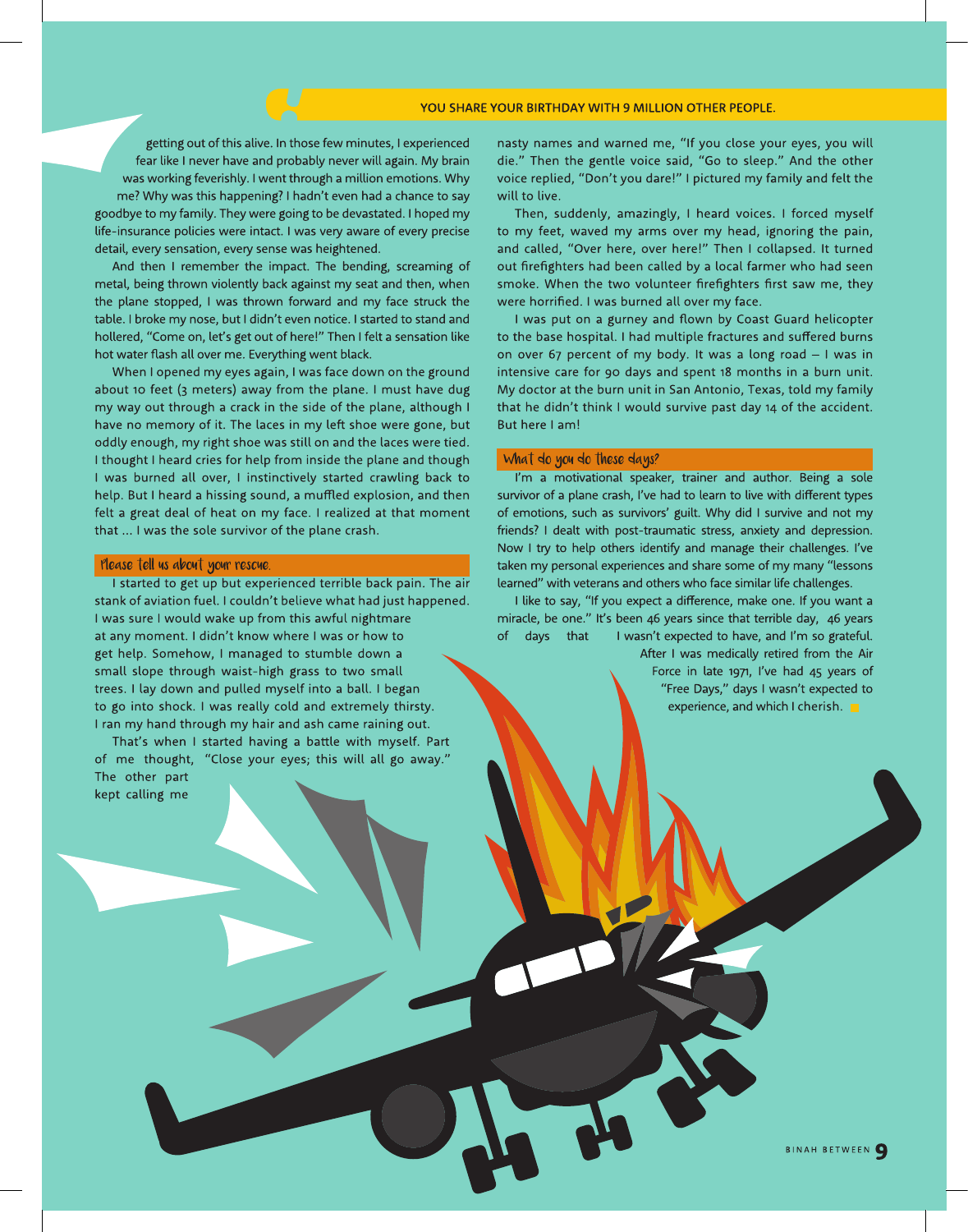YOU SHARE YOUR BIRTHDAY WITH 9 MILLION OTHER PEOPLE.

getting out of this alive. In those few minutes, I experienced fear like I never have and probably never will again. My brain was working feverishly. I went through a million emotions. Why me? Why was this happening? I hadn't even had a chance to say goodbye to my family. They were going to be devastated. I hoped my life-insurance policies were intact. I was very aware of every precise detail, every sensation, every sense was heightened.

And then I remember the impact. The bending, screaming of metal, being thrown violently back against my seat and then, when the plane stopped, I was thrown forward and my face struck the table. I broke my nose, but I didn't even notice. I started to stand and hollered, "Come on, let's get out of here!" Then I felt a sensation like hot water flash all over me. Everything went black.

When I opened my eyes again, I was face down on the ground about 10 feet (3 meters) away from the plane. I must have dug my way out through a crack in the side of the plane, although I have no memory of it. The laces in my left shoe were gone, but oddly enough, my right shoe was still on and the laces were tied. I thought I heard cries for help from inside the plane and though I was burned all over, I instinctively started crawling back to help. But I heard a hissing sound, a muffled explosion, and then felt a great deal of heat on my face. I realized at that moment that ... I was the sole survivor of the plane crash.

## Please tell us about your rescue.

I started to get up but experienced terrible back pain. The air stank of aviation fuel. I couldn't believe what had just happened. I was sure I would wake up from this awful nightmare at any moment. I didn't know where I was or how to get help. Somehow, I managed to stumble down a small slope through waist-high grass to two small trees. I lay down and pulled myself into a ball. I began to go into shock. I was really cold and extremely thirsty. I ran my hand through my hair and ash came raining out.

That's when I started having a battle with myself. Part of me thought, "Close your eyes; this will all go away." The other part kept calling me nasty names and warned me, "If you close your eyes, you will die." Then the gentle voice said, "Go to sleep." And the other voice replied, "Don't you dare!" I pictured my family and felt the will to live.

Then, suddenly, amazingly, I heard voices. I forced myself to my feet, waved my arms over my head, ignoring the pain, and called, "Over here, over here!" Then I collapsed. It turned out firefighters had been called by a local farmer who had seen smoke. When the two volunteer firefighters first saw me, they were horrified. I was burned all over my face.

I was put on a gurney and flown by Coast Guard helicopter to the base hospital. I had multiple fractures and suffered burns on over 67 percent of my body. It was a long road – I was in intensive care for 90 days and spent 18 months in a burn unit. My doctor at the burn unit in San Antonio, Texas, told my family that he didn't think I would survive past day 14 of the accident. But here I am!

## What do you do these days?

I'm a motivational speaker, trainer and author. Being a sole survivor of a plane crash, I've had to learn to live with different types of emotions, such as survivors' guilt. Why did I survive and not my friends? I dealt with post-traumatic stress, anxiety and depression. Now I try to help others identify and manage their challenges. I've taken my personal experiences and share some of my many "lessons learned" with veterans and others who face similar life challenges.

I like to say, "If you expect a difference, make one. If you want a miracle, be one." It's been 46 years since that terrible day, 46 years of days that I wasn't expected to have, and I'm so grateful. After I was medically retired from the Air Force in late 1971, I've had 45 years of "Free Days," days I wasn't expected to experience, and which I cherish.